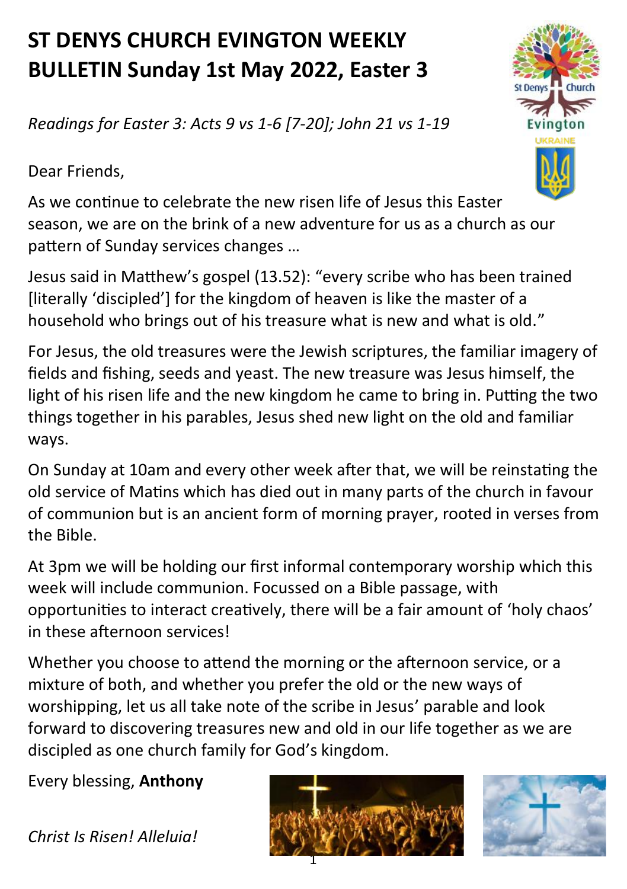# ST DENYS CHURCH EVINGTON WEEKLY BULLETIN Sunday 1st May 2022, Easter 3

*Readings for Easter 3: Acts 9 vs 1-6 [7-20]; John 21 vs 1-19*

Dear Friends,

As we continue to celebrate the new risen life of Jesus this Easter season, we are on the brink of a new adventure for us as a church as our pattern of Sunday services changes …

Jesus said in Matthew's gospel (13.52): "every scribe who has been trained [literally 'discipled'] for the kingdom of heaven is like the master of a household who brings out of his treasure what is new and what is old."

For Jesus, the old treasures were the Jewish scriptures, the familiar imagery of fields and fishing, seeds and yeast. The new treasure was Jesus himself, the light of his risen life and the new kingdom he came to bring in. Putting the two things together in his parables, Jesus shed new light on the old and familiar ways.

On Sunday at 10am and every other week after that, we will be reinstating the old service of Matins which has died out in many parts of the church in favour of communion but is an ancient form of morning prayer, rooted in verses from the Bible.

At 3pm we will be holding our first informal contemporary worship which this week will include communion. Focussed on a Bible passage, with opportunities to interact creatively, there will be a fair amount of 'holy chaos' in these afternoon services!

Whether you choose to attend the morning or the afternoon service, or a mixture of both, and whether you prefer the old or the new ways of worshipping, let us all take note of the scribe in Jesus' parable and look forward to discovering treasures new and old in our life together as we are discipled as one church family for God's kingdom.

Every blessing, **Anthony**

*Christ Is Risen! Alleluia!*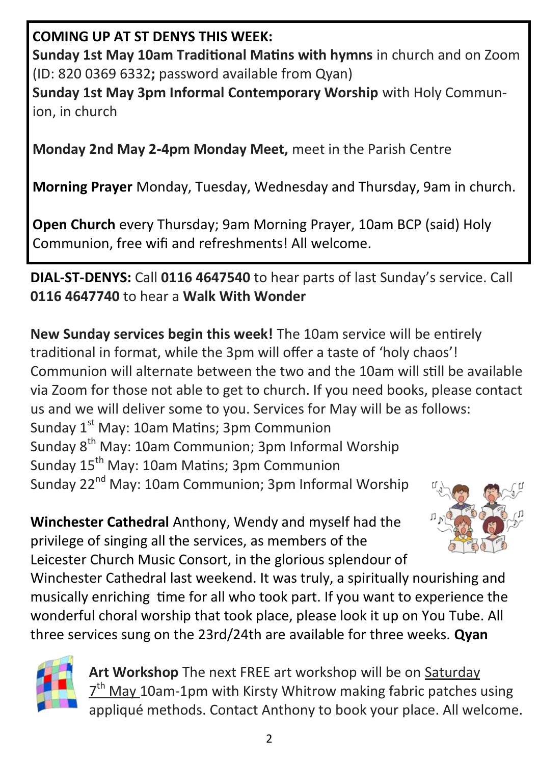**COMING UP AT ST DENYS THIS WEEK:**

**Sunday 1st May 10am Traditional Matins with hymns** in church and on Zoom (ID: 820 0369 6332**;** password available from Qyan)

**Sunday 1st May 3pm Informal Contemporary Worship** with Holy Communion, in church

**Monday 2nd May 2-4pm Monday Meet,** meet in the Parish Centre

**Morning Prayer** Monday, Tuesday, Wednesday and Thursday, 9am in church.

**Open Church** every Thursday; 9am Morning Prayer, 10am BCP (said) Holy Communion, free wifi and refreshments! All welcome.

**DIAL-ST-DENYS:** Call **0116 4647540** to hear parts of last Sunday's service. Call **0116 4647740** to hear a **Walk With Wonder**

**New Sunday services begin this week!** The 10am service will be entirely traditional in format, while the 3pm will offer a taste of 'holy chaos'! Communion will alternate between the two and the 10am will still be available via Zoom for those not able to get to church. If you need books, please contact us and we will deliver some to you. Services for May will be as follows:

Sunday 1st May: 10am Matins; 3pm Communion
Sunday 8th May: 10am Communion; 3pm Informal Worship
Sunday 15th May: 10am Matins; 3pm Communion
Sunday 22nd May: 10am Communion; 3pm Informal Worship

**Winchester Cathedral** Anthony, Wendy and myself had the privilege of singing all the services, as members of the Leicester Church Music Consort, in the glorious splendour of Winchester Cathedral last weekend. It was truly, a spiritually nourishing and musically enriching time for all who took part. If you want to experience the wonderful choral worship that took place, please look it up on You Tube. All three services sung on the 23rd/24th are available for three weeks. **Qyan**

**Art Workshop** The next FREE art workshop will be on Saturday 7th May 10am-1pm with Kirsty Whitrow making fabric patches using appliqué methods. Contact Anthony to book your place. All welcome.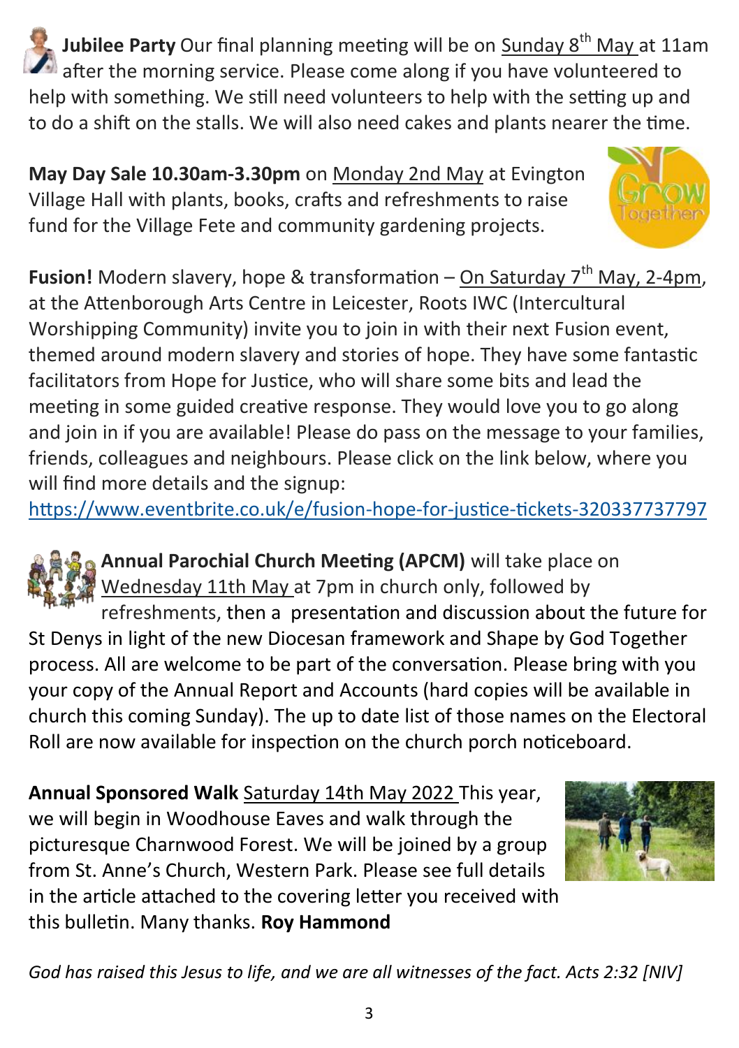**Jubilee Party** Our final planning meeting will be on Sunday 8th May at 11am after the morning service. Please come along if you have volunteered to help with something. We still need volunteers to help with the setting up and to do a shift on the stalls. We will also need cakes and plants nearer the time.

**May Day Sale 10.30am-3.30pm** on Monday 2nd May at Evington Village Hall with plants, books, crafts and refreshments to raise fund for the Village Fete and community gardening projects.

**Fusion!** Modern slavery, hope & transformation – On Saturday 7th May, 2-4pm, at the Attenborough Arts Centre in Leicester, Roots IWC (Intercultural Worshipping Community) invite you to join in with their next Fusion event, themed around modern slavery and stories of hope. They have some fantastic facilitators from Hope for Justice, who will share some bits and lead the meeting in some guided creative response. They would love you to go along and join in if you are available! Please do pass on the message to your families, friends, colleagues and neighbours. Please click on the link below, where you will find more details and the signup:
https://www.eventbrite.co.uk/e/fusion-hope-for-justice-tickets-320337737797

**Annual Parochial Church Meeting (APCM)** will take place on Wednesday 11th May at 7pm in church only, followed by refreshments, then a presentation and discussion about the future for St Denys in light of the new Diocesan framework and Shape by God Together process. All are welcome to be part of the conversation. Please bring with you your copy of the Annual Report and Accounts (hard copies will be available in church this coming Sunday). The up to date list of those names on the Electoral Roll are now available for inspection on the church porch noticeboard.

**Annual Sponsored Walk** Saturday 14th May 2022 This year, we will begin in Woodhouse Eaves and walk through the picturesque Charnwood Forest. We will be joined by a group from St. Anne's Church, Western Park. Please see full details in the article attached to the covering letter you received with this bulletin. Many thanks. **Roy Hammond**

*God has raised this Jesus to life, and we are all witnesses of the fact. Acts 2:32 [NIV]*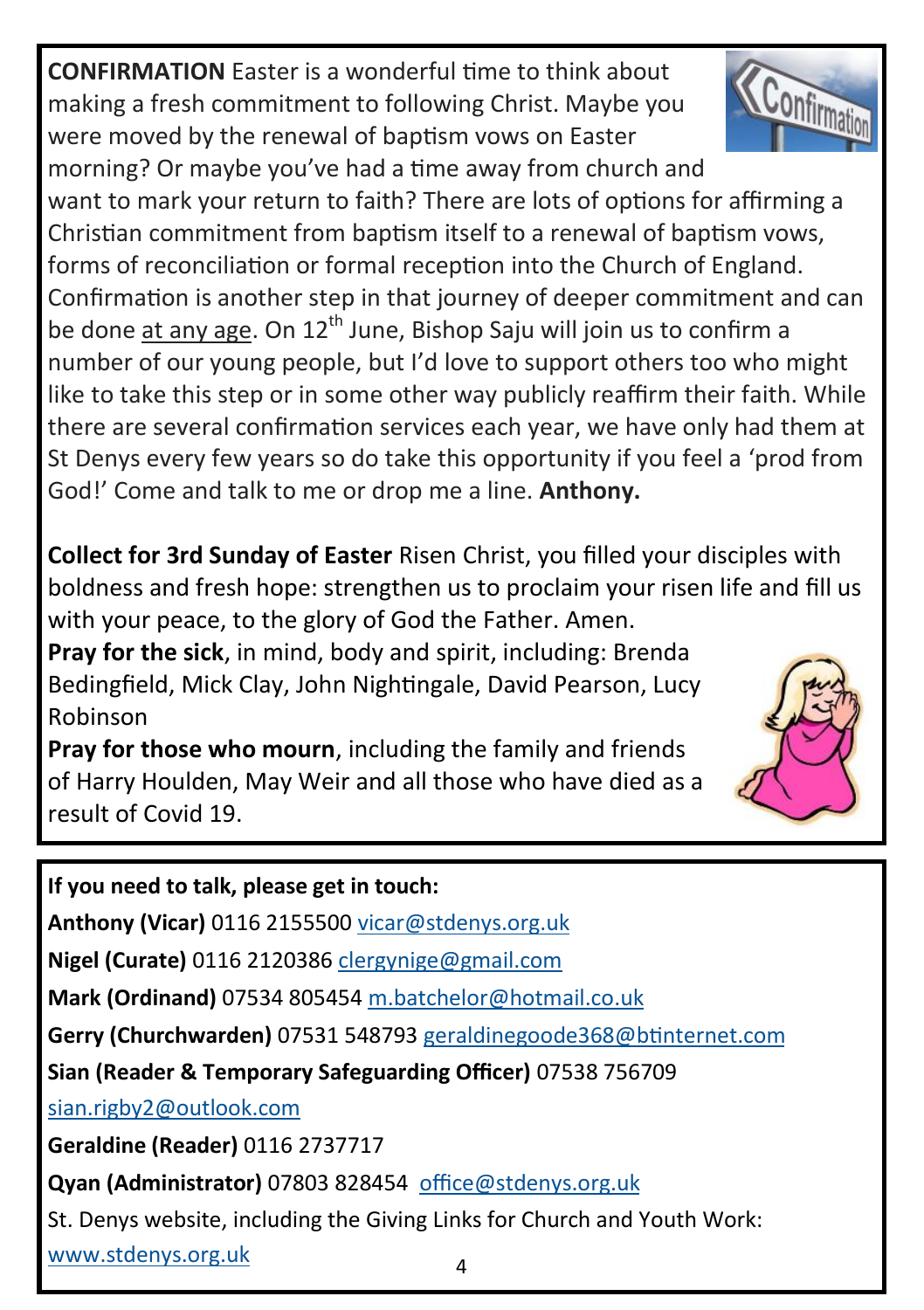**CONFIRMATION** Easter is a wonderful time to think about making a fresh commitment to following Christ. Maybe you were moved by the renewal of baptism vows on Easter morning? Or maybe you've had a time away from church and want to mark your return to faith? There are lots of options for affirming a Christian commitment from baptism itself to a renewal of baptism vows, forms of reconciliation or formal reception into the Church of England. Confirmation is another step in that journey of deeper commitment and can be done at any age. On 12th June, Bishop Saju will join us to confirm a number of our young people, but I'd love to support others too who might like to take this step or in some other way publicly reaffirm their faith. While there are several confirmation services each year, we have only had them at St Denys every few years so do take this opportunity if you feel a 'prod from God!' Come and talk to me or drop me a line. **Anthony.**

**Collect for 3rd Sunday of Easter** Risen Christ, you filled your disciples with boldness and fresh hope: strengthen us to proclaim your risen life and fill us with your peace, to the glory of God the Father. Amen.

**Pray for the sick**, in mind, body and spirit, including: Brenda Bedingfield, Mick Clay, John Nightingale, David Pearson, Lucy Robinson

**Pray for those who mourn**, including the family and friends of Harry Houlden, May Weir and all those who have died as a result of Covid 19.

**If you need to talk, please get in touch:**

**Anthony (Vicar)** 0116 2155500 vicar@stdenys.org.uk

**Nigel (Curate)** 0116 2120386 clergynige@gmail.com

**Mark (Ordinand)** 07534 805454 m.batchelor@hotmail.co.uk

**Gerry (Churchwarden)** 07531 548793 geraldinegoode368@btinternet.com

**Sian (Reader & Temporary Safeguarding Officer)** 07538 756709 sian.rigby2@outlook.com

**Geraldine (Reader)** 0116 2737717

**Qyan (Administrator)** 07803 828454 office@stdenys.org.uk

St. Denys website, including the Giving Links for Church and Youth Work: www.stdenys.org.uk